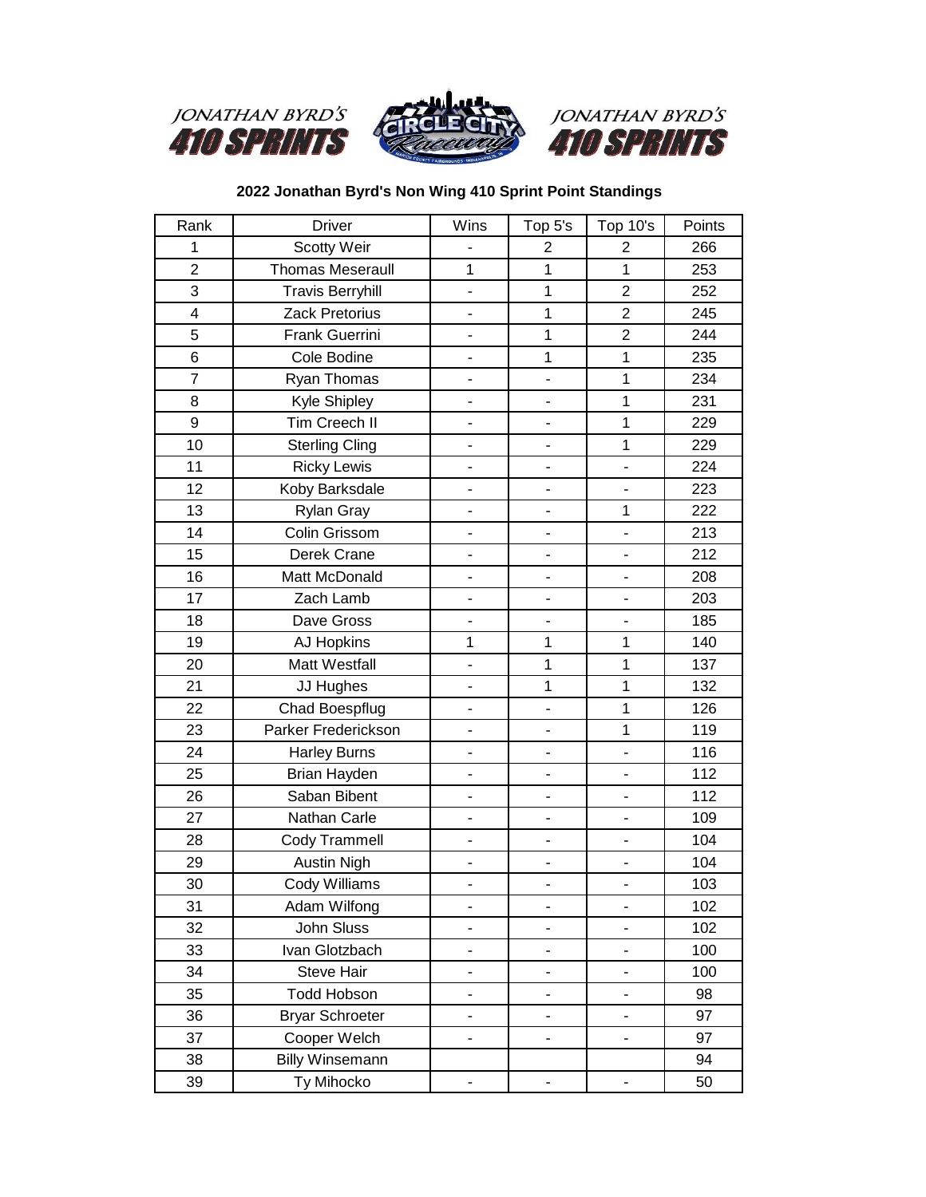## 2022 Jonathan Byrd's Non Wing 410 Sprint Point Standings

| Rank | Driver | Wins | Top 5's | Top 10's | Points |
|---|---|---|---|---|---|
| 1 | Scotty Weir | - | 2 | 2 | 266 |
| 2 | Thomas Meseraull | 1 | 1 | 1 | 253 |
| 3 | Travis Berryhill | - | 1 | 2 | 252 |
| 4 | Zack Pretorius | - | 1 | 2 | 245 |
| 5 | Frank Guerrini | - | 1 | 2 | 244 |
| 6 | Cole Bodine | - | 1 | 1 | 235 |
| 7 | Ryan Thomas | - | - | 1 | 234 |
| 8 | Kyle Shipley | - | - | 1 | 231 |
| 9 | Tim Creech II | - | - | 1 | 229 |
| 10 | Sterling Cling | - | - | 1 | 229 |
| 11 | Ricky Lewis | - | - | - | 224 |
| 12 | Koby Barksdale | - | - | - | 223 |
| 13 | Rylan Gray | - | - | 1 | 222 |
| 14 | Colin Grissom | - | - | - | 213 |
| 15 | Derek Crane | - | - | - | 212 |
| 16 | Matt McDonald | - | - | - | 208 |
| 17 | Zach Lamb | - | - | - | 203 |
| 18 | Dave Gross | - | - | - | 185 |
| 19 | AJ Hopkins | 1 | 1 | 1 | 140 |
| 20 | Matt Westfall | - | 1 | 1 | 137 |
| 21 | JJ Hughes | - | 1 | 1 | 132 |
| 22 | Chad Boespflug | - | - | 1 | 126 |
| 23 | Parker Frederickson | - | - | 1 | 119 |
| 24 | Harley Burns | - | - | - | 116 |
| 25 | Brian Hayden | - | - | - | 112 |
| 26 | Saban Bibent | - | - | - | 112 |
| 27 | Nathan Carle | - | - | - | 109 |
| 28 | Cody Trammell | - | - | - | 104 |
| 29 | Austin Nigh | - | - | - | 104 |
| 30 | Cody Williams | - | - | - | 103 |
| 31 | Adam Wilfong | - | - | - | 102 |
| 32 | John Sluss | - | - | - | 102 |
| 33 | Ivan Glotzbach | - | - | - | 100 |
| 34 | Steve Hair | - | - | - | 100 |
| 35 | Todd Hobson | - | - | - | 98 |
| 36 | Bryar Schroeter | - | - | - | 97 |
| 37 | Cooper Welch | - | - | - | 97 |
| 38 | Billy Winsemann | | | | 94 |
| 39 | Ty Mihocko | - | - | - | 50 |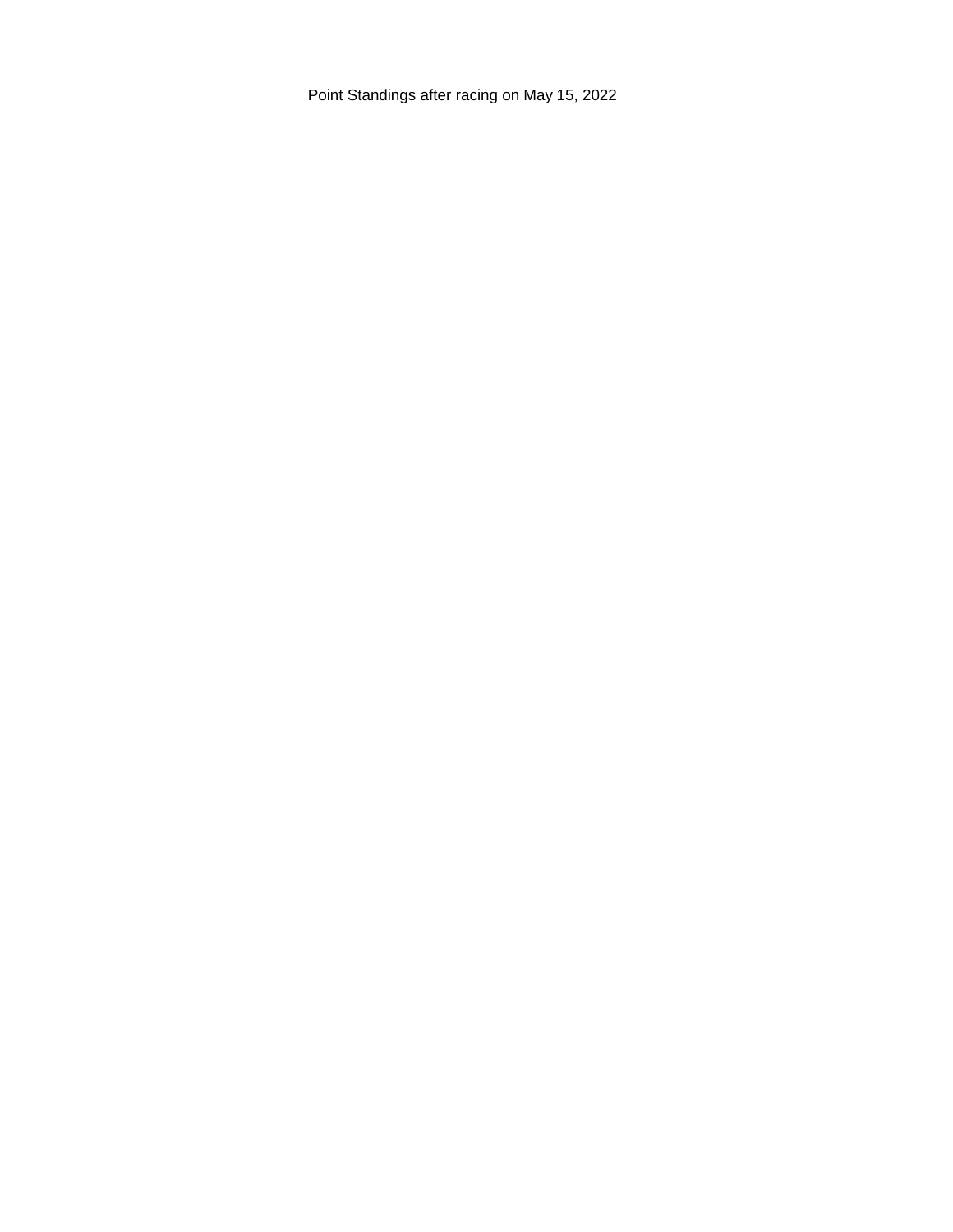Point Standings after racing on May 15, 2022